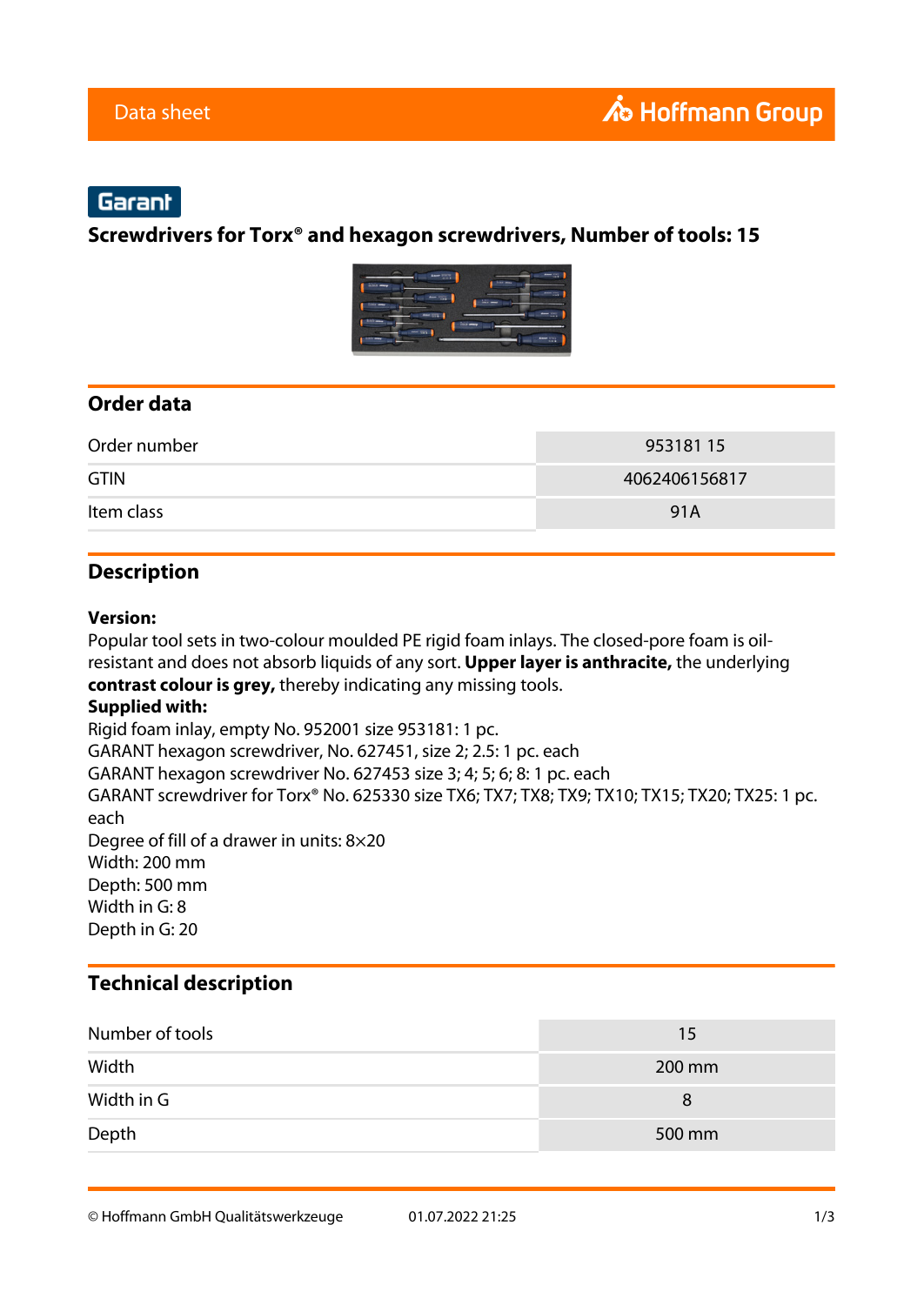Data sheet

Garant

# Screwdrivers for Torx® and hexagon screwdrivers, Number of tools: 15

## Order data

| | |
|---|---|
| Order number | 953181 15 |
| GTIN | 4062406156817 |
| Item class | 91A |

## Description

**Version:**
Popular tool sets in two-colour moulded PE rigid foam inlays. The closed-pore foam is oil-resistant and does not absorb liquids of any sort. **Upper layer is anthracite,** the underlying **contrast colour is grey,** thereby indicating any missing tools.
**Supplied with:**
Rigid foam inlay, empty No. 952001 size 953181: 1 pc.
GARANT hexagon screwdriver, No. 627451, size 2; 2.5: 1 pc. each
GARANT hexagon screwdriver No. 627453 size 3; 4; 5; 6; 8: 1 pc. each
GARANT screwdriver for Torx® No. 625330 size TX6; TX7; TX8; TX9; TX10; TX15; TX20; TX25: 1 pc. each
Degree of fill of a drawer in units: 8×20
Width: 200 mm
Depth: 500 mm
Width in G: 8
Depth in G: 20

## Technical description

| | |
|---|---|
| Number of tools | 15 |
| Width | 200 mm |
| Width in G | 8 |
| Depth | 500 mm |

© Hoffmann GmbH Qualitätswerkzeuge 01.07.2022 21:25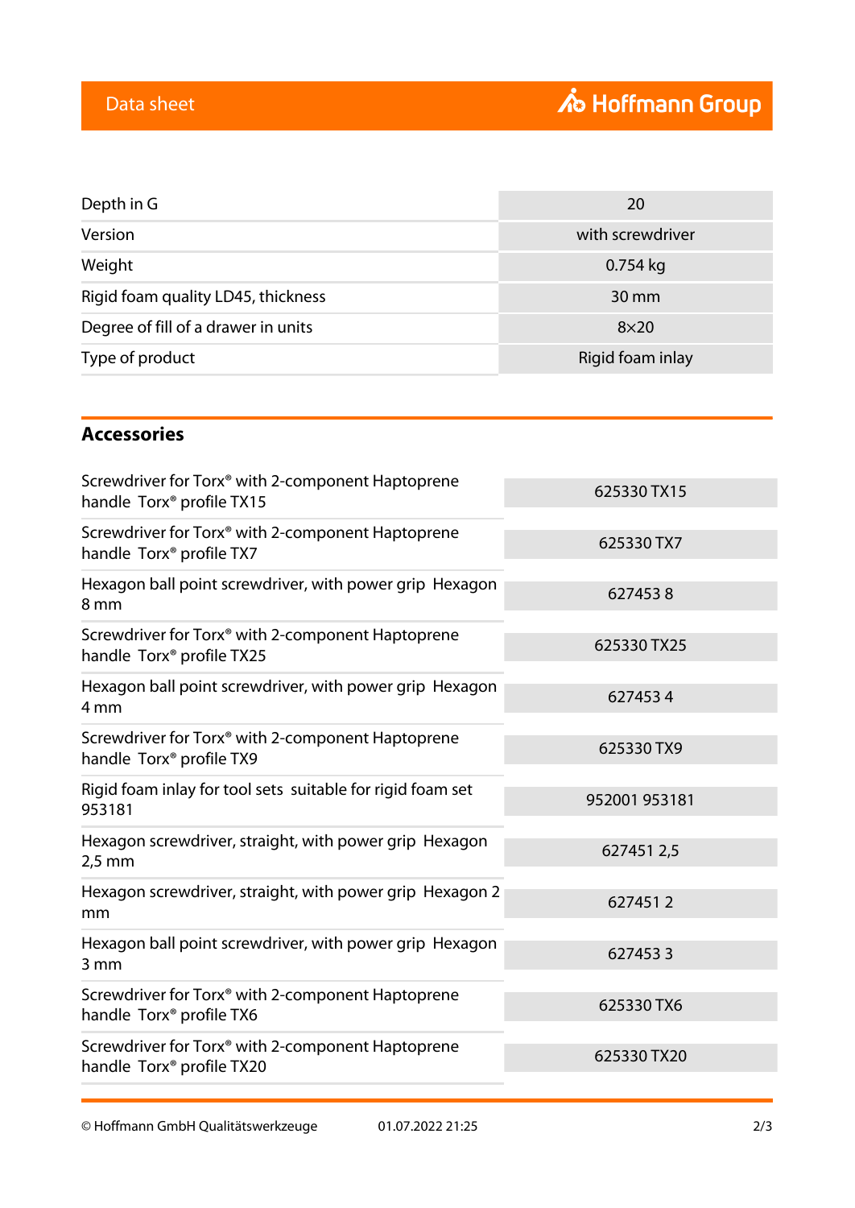| | |
|---|---|
| Depth in G | 20 |
| Version | with screwdriver |
| Weight | 0.754 kg |
| Rigid foam quality LD45, thickness | 30 mm |
| Degree of fill of a drawer in units | 8×20 |
| Type of product | Rigid foam inlay |

## Accessories

| | |
|---|---|
| Screwdriver for Torx® with 2-component Haptoprene handle Torx® profile TX15 | 625330 TX15 |
| Screwdriver for Torx® with 2-component Haptoprene handle Torx® profile TX7 | 625330 TX7 |
| Hexagon ball point screwdriver, with power grip Hexagon 8 mm | 627453 8 |
| Screwdriver for Torx® with 2-component Haptoprene handle Torx® profile TX25 | 625330 TX25 |
| Hexagon ball point screwdriver, with power grip Hexagon 4 mm | 627453 4 |
| Screwdriver for Torx® with 2-component Haptoprene handle Torx® profile TX9 | 625330 TX9 |
| Rigid foam inlay for tool sets suitable for rigid foam set 953181 | 952001 953181 |
| Hexagon screwdriver, straight, with power grip Hexagon 2,5 mm | 627451 2,5 |
| Hexagon screwdriver, straight, with power grip Hexagon 2 mm | 627451 2 |
| Hexagon ball point screwdriver, with power grip Hexagon 3 mm | 627453 3 |
| Screwdriver for Torx® with 2-component Haptoprene handle Torx® profile TX6 | 625330 TX6 |
| Screwdriver for Torx® with 2-component Haptoprene handle Torx® profile TX20 | 625330 TX20 |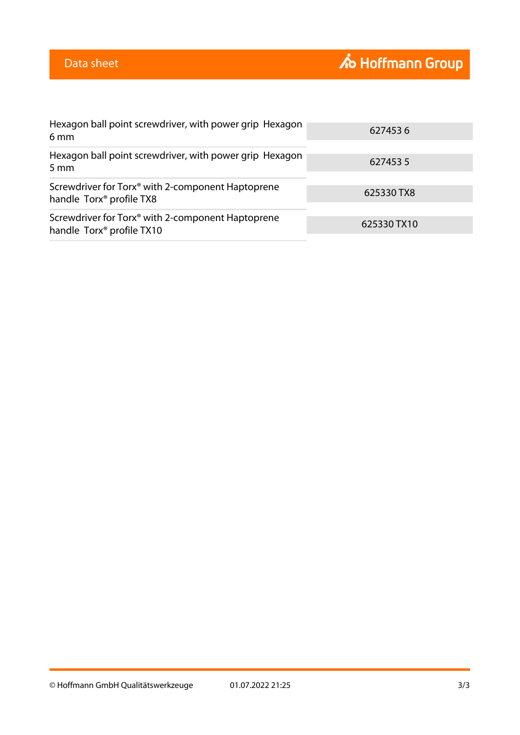| | |
|---|---|
| Hexagon ball point screwdriver, with power grip  Hexagon 6 mm | 627453 6 |
| Hexagon ball point screwdriver, with power grip  Hexagon 5 mm | 627453 5 |
| Screwdriver for Torx® with 2-component Haptoprene handle  Torx® profile TX8 | 625330 TX8 |
| Screwdriver for Torx® with 2-component Haptoprene handle  Torx® profile TX10 | 625330 TX10 |